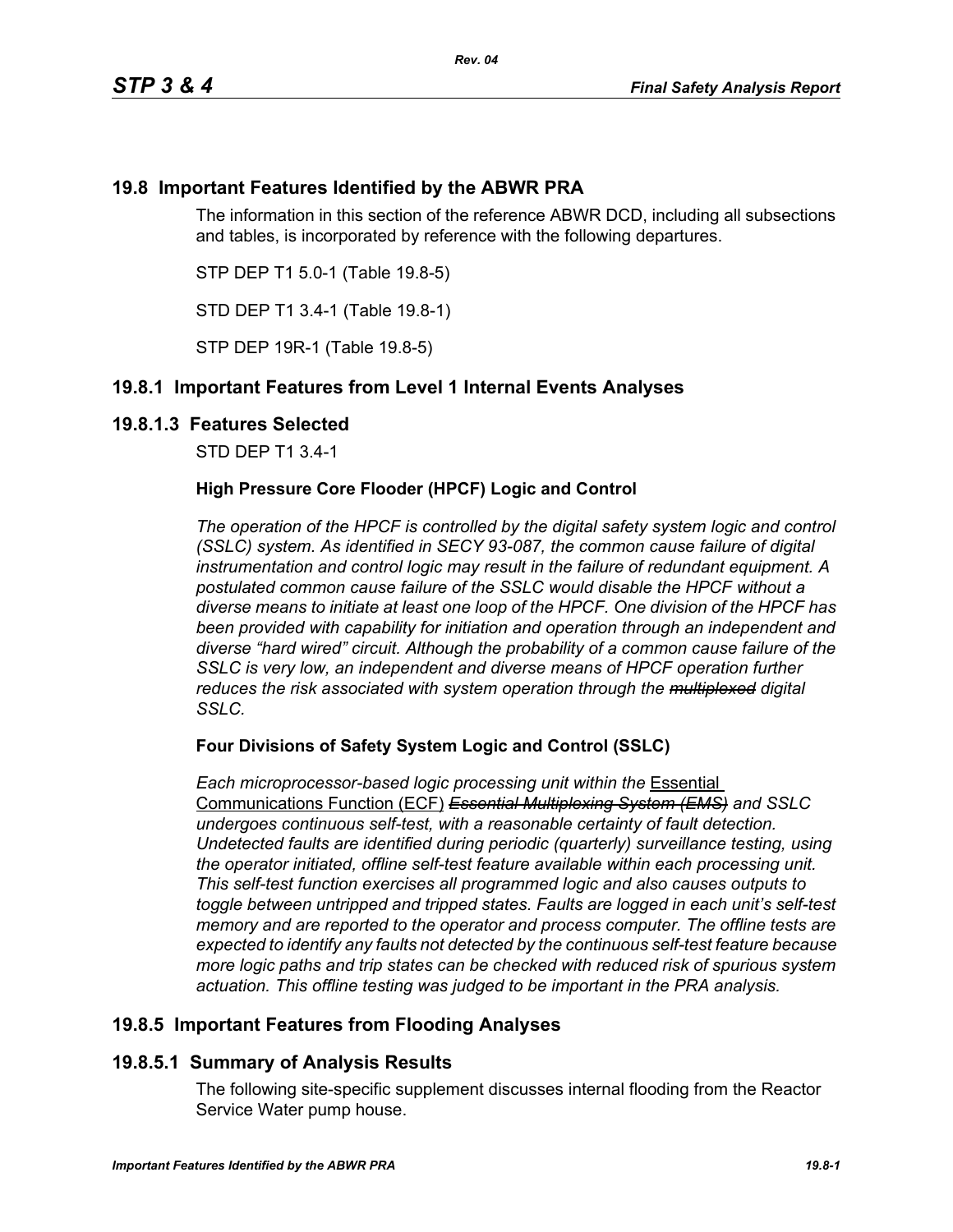## 19.8 Important Features Identified by the ABWR PRA

The information in this section of the reference ABWR DCD, including all subsections and tables, is incorporated by reference with the following departures.

STP DEP T1 5.0-1 (Table 19.8-5)

STD DEP T1 3.4-1 (Table 19.8-1)

STP DEP 19R-1 (Table 19.8-5)

## 19.8.1 Important Features from Level 1 Internal Events Analyses

### 19.8.1.3 Features Selected

STD DEP T1 3.4-1

**High Pressure Core Flooder (HPCF) Logic and Control**

*The operation of the HPCF is controlled by the digital safety system logic and control (SSLC) system. As identified in SECY 93-087, the common cause failure of digital instrumentation and control logic may result in the failure of redundant equipment. A postulated common cause failure of the SSLC would disable the HPCF without a diverse means to initiate at least one loop of the HPCF. One division of the HPCF has been provided with capability for initiation and operation through an independent and diverse "hard wired" circuit. Although the probability of a common cause failure of the SSLC is very low, an independent and diverse means of HPCF operation further reduces the risk associated with system operation through the ~~multiplexed~~ digital SSLC.*

**Four Divisions of Safety System Logic and Control (SSLC)**

*Each microprocessor-based logic processing unit within the* Essential Communications Function (ECF) ~~*Essential Multiplexing System (EMS)*~~ *and SSLC undergoes continuous self-test, with a reasonable certainty of fault detection. Undetected faults are identified during periodic (quarterly) surveillance testing, using the operator initiated, offline self-test feature available within each processing unit. This self-test function exercises all programmed logic and also causes outputs to toggle between untripped and tripped states. Faults are logged in each unit's self-test memory and are reported to the operator and process computer. The offline tests are expected to identify any faults not detected by the continuous self-test feature because more logic paths and trip states can be checked with reduced risk of spurious system actuation. This offline testing was judged to be important in the PRA analysis.*

## 19.8.5 Important Features from Flooding Analyses

### 19.8.5.1 Summary of Analysis Results

The following site-specific supplement discusses internal flooding from the Reactor Service Water pump house.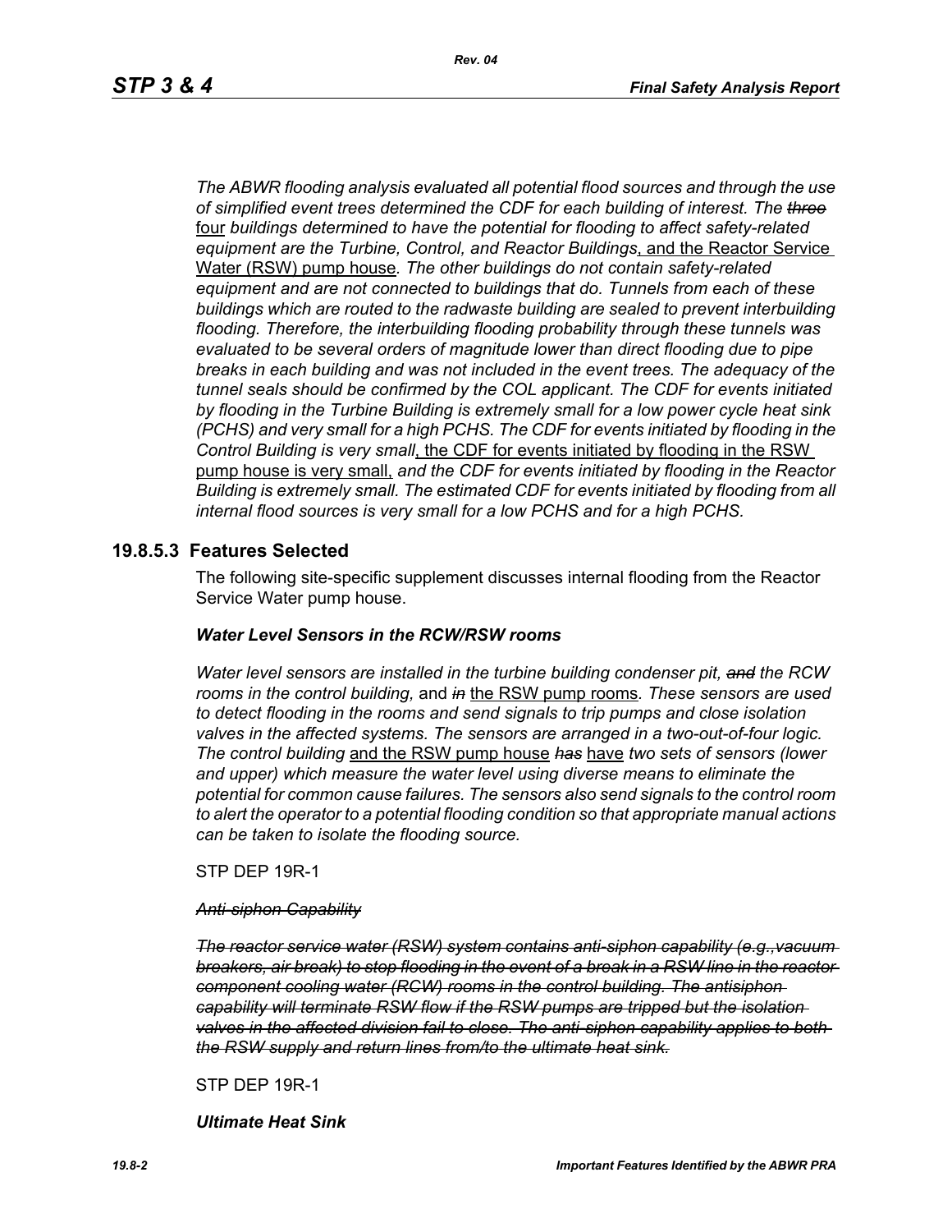*The ABWR flooding analysis evaluated all potential flood sources and through the use of simplified event trees determined the CDF for each building of interest. The ~~three~~* four *buildings determined to have the potential for flooding to affect safety-related equipment are the Turbine, Control, and Reactor Buildings*, and the Reactor Service Water (RSW) pump house*. The other buildings do not contain safety-related equipment and are not connected to buildings that do. Tunnels from each of these buildings which are routed to the radwaste building are sealed to prevent interbuilding flooding. Therefore, the interbuilding flooding probability through these tunnels was evaluated to be several orders of magnitude lower than direct flooding due to pipe breaks in each building and was not included in the event trees. The adequacy of the tunnel seals should be confirmed by the COL applicant. The CDF for events initiated by flooding in the Turbine Building is extremely small for a low power cycle heat sink (PCHS) and very small for a high PCHS. The CDF for events initiated by flooding in the Control Building is very small*, the CDF for events initiated by flooding in the RSW pump house is very small, *and the CDF for events initiated by flooding in the Reactor Building is extremely small. The estimated CDF for events initiated by flooding from all internal flood sources is very small for a low PCHS and for a high PCHS.*

## 19.8.5.3 Features Selected

The following site-specific supplement discusses internal flooding from the Reactor Service Water pump house.

***Water Level Sensors in the RCW/RSW rooms***

*Water level sensors are installed in the turbine building condenser pit, ~~and~~ the RCW rooms in the control building,* and *~~in~~* the RSW pump rooms*. These sensors are used to detect flooding in the rooms and send signals to trip pumps and close isolation valves in the affected systems. The sensors are arranged in a two-out-of-four logic. The control building* and the RSW pump house *~~has~~* have *two sets of sensors (lower and upper) which measure the water level using diverse means to eliminate the potential for common cause failures. The sensors also send signals to the control room to alert the operator to a potential flooding condition so that appropriate manual actions can be taken to isolate the flooding source.*

STP DEP 19R-1

*~~Anti-siphon Capability~~*

*~~The reactor service water (RSW) system contains anti-siphon capability (e.g.,vacuum breakers, air break) to stop flooding in the event of a break in a RSW line in the reactor component cooling water (RCW) rooms in the control building. The antisiphon capability will terminate RSW flow if the RSW pumps are tripped but the isolation valves in the affected division fail to close. The anti-siphon capability applies to both the RSW supply and return lines from/to the ultimate heat sink.~~*

STP DEP 19R-1

***Ultimate Heat Sink***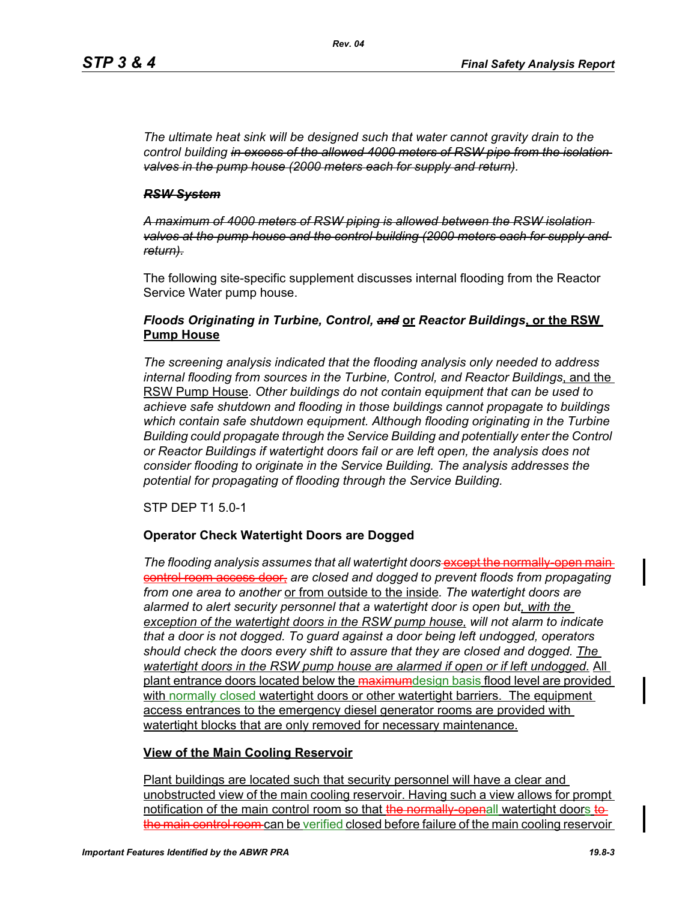*The ultimate heat sink will be designed such that water cannot gravity drain to the control building ~~in excess of the allowed 4000 meters of RSW pipe from the isolation valves in the pump house (2000 meters each for supply and return)~~.*

***~~RSW System~~***

*~~A maximum of 4000 meters of RSW piping is allowed between the RSW isolation valves at the pump house and the control building (2000 meters each for supply and return).~~*

The following site-specific supplement discusses internal flooding from the Reactor Service Water pump house.

### *Floods Originating in Turbine, Control, ~~and~~* <u>or</u> *Reactor Buildings*<u>, or the RSW Pump House</u>

*The screening analysis indicated that the flooding analysis only needed to address internal flooding from sources in the Turbine, Control, and Reactor Buildings*<u>, and the RSW Pump House</u>*. Other buildings do not contain equipment that can be used to achieve safe shutdown and flooding in those buildings cannot propagate to buildings which contain safe shutdown equipment. Although flooding originating in the Turbine Building could propagate through the Service Building and potentially enter the Control or Reactor Buildings if watertight doors fail or are left open, the analysis does not consider flooding to originate in the Service Building. The analysis addresses the potential for propagating of flooding through the Service Building.*

STP DEP T1 5.0-1

### Operator Check Watertight Doors are Dogged

*The flooding analysis assumes that all watertight doors* ~~except the normally-open main control room access door,~~ *are closed and dogged to prevent floods from propagating from one area to another* <u>or from outside to the inside</u>*. The watertight doors are alarmed to alert security personnel that a watertight door is open but*<u>*, with the exception of the watertight doors in the RSW pump house,*</u> *will not alarm to indicate that a door is not dogged. To guard against a door being left undogged, operators should check the doors every shift to assure that they are closed and dogged.* <u>*The watertight doors in the RSW pump house are alarmed if open or if left undogged.*</u> <u>All plant entrance doors located below the</u> ~~maximum~~<u>design basis flood level are provided with normally closed watertight doors or other watertight barriers. The equipment access entrances to the emergency diesel generator rooms are provided with watertight blocks that are only removed for necessary maintenance.</u>

### <u>View of the Main Cooling Reservoir</u>

<u>Plant buildings are located such that security personnel will have a clear and unobstructed view of the main cooling reservoir. Having such a view allows for prompt notification of the main control room so that</u> ~~the normally-open~~<u>all watertight doors</u> ~~to the main control room~~ <u>can be verified closed before failure of the main cooling reservoir</u>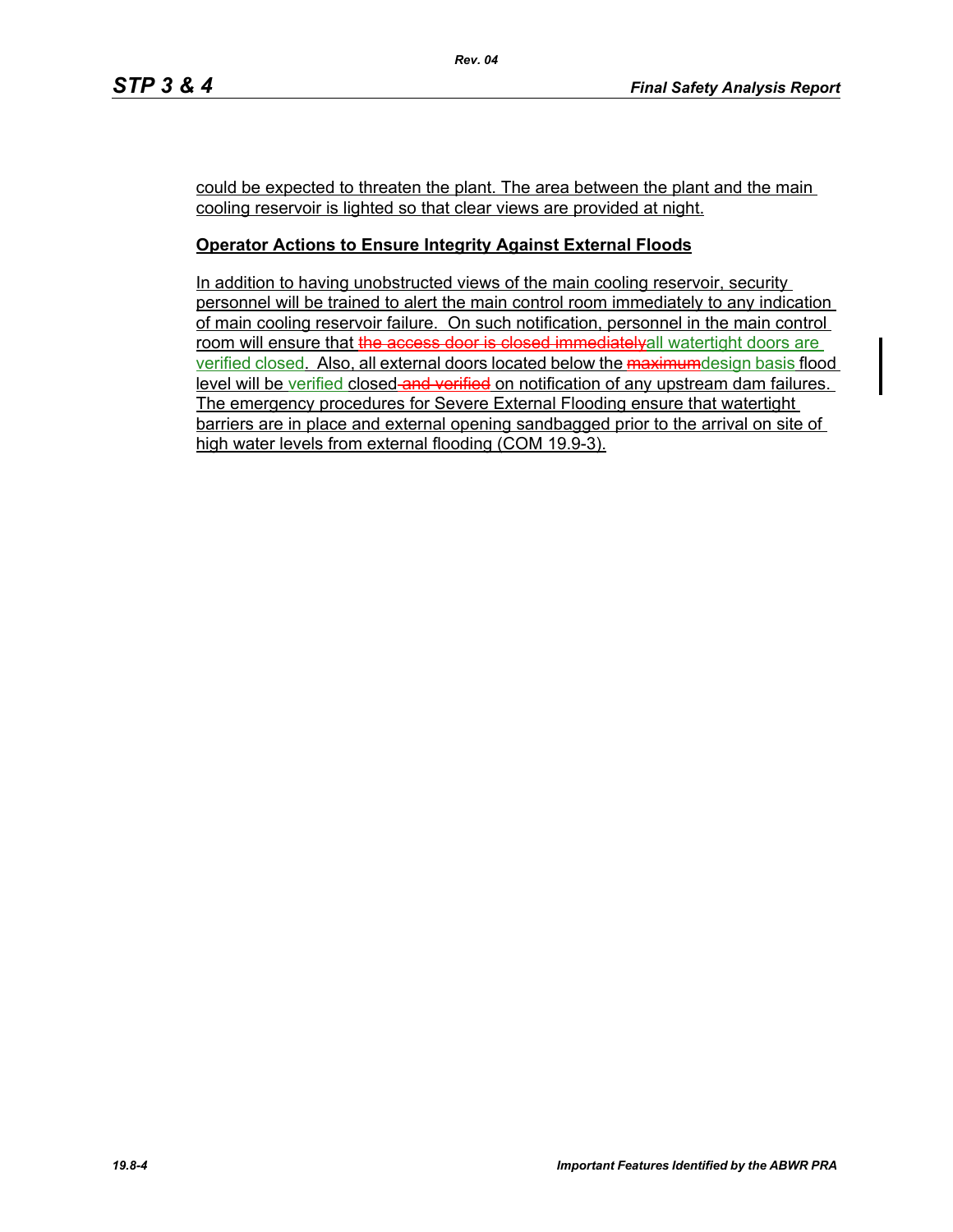could be expected to threaten the plant. The area between the plant and the main cooling reservoir is lighted so that clear views are provided at night.

**Operator Actions to Ensure Integrity Against External Floods**

In addition to having unobstructed views of the main cooling reservoir, security personnel will be trained to alert the main control room immediately to any indication of main cooling reservoir failure. On such notification, personnel in the main control room will ensure that ~~the access door is closed immediately~~all watertight doors are verified closed. Also, all external doors located below the ~~maximum~~design basis flood level will be verified closed~~ and verified~~ on notification of any upstream dam failures. The emergency procedures for Severe External Flooding ensure that watertight barriers are in place and external opening sandbagged prior to the arrival on site of high water levels from external flooding (COM 19.9-3).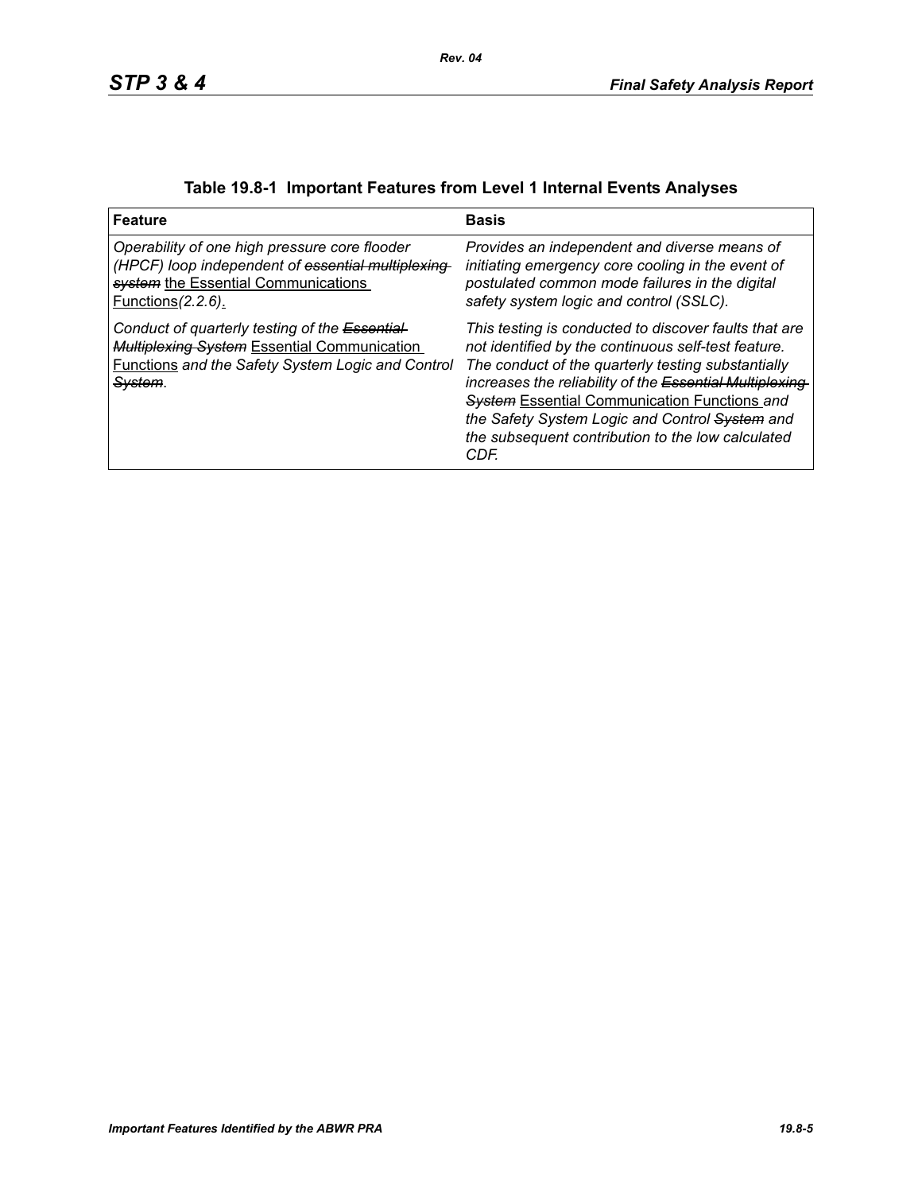**Table 19.8-1 Important Features from Level 1 Internal Events Analyses**

| Feature | Basis |
|---|---|
| *Operability of one high pressure core flooder (HPCF) loop independent of* ~~*essential multiplexing system*~~ <u>the Essential Communications Functions</u>*(2.2.6)*<u>.</u> | *Provides an independent and diverse means of initiating emergency core cooling in the event of postulated common mode failures in the digital safety system logic and control (SSLC).* |
| *Conduct of quarterly testing of the* ~~*Essential Multiplexing System*~~ <u>Essential Communication Functions</u> *and the Safety System Logic and Control* ~~*System*~~*.* | *This testing is conducted to discover faults that are not identified by the continuous self-test feature. The conduct of the quarterly testing substantially increases the reliability of the* ~~*Essential Multiplexing System*~~ <u>Essential Communication Functions</u> *and the Safety System Logic and Control* ~~*System*~~ *and the subsequent contribution to the low calculated CDF.* |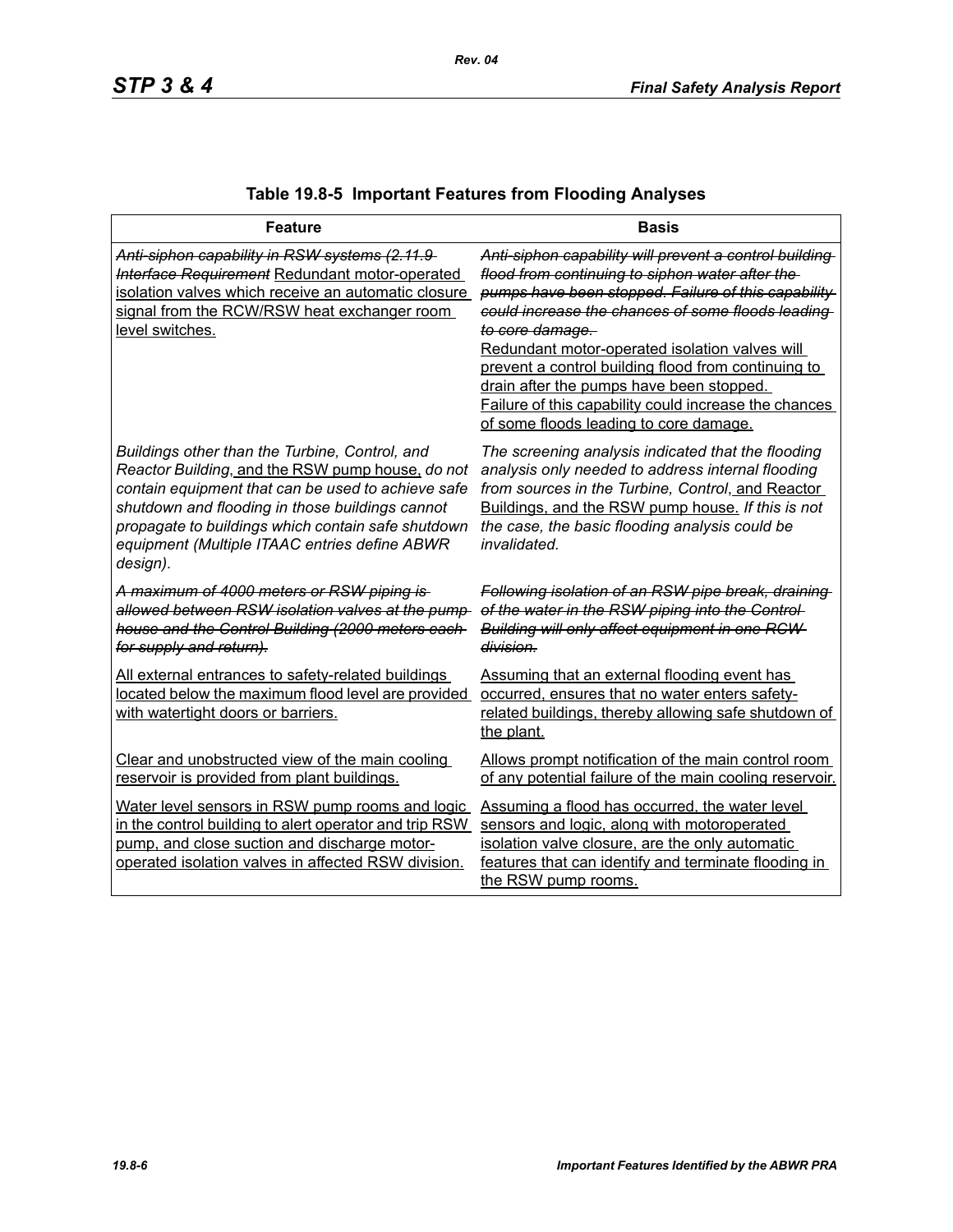**Table 19.8-5 Important Features from Flooding Analyses**

| Feature | Basis |
|---|---|
| ~~*Anti-siphon capability in RSW systems (2.11.9 Interface Requirement*~~ <u>Redundant motor-operated isolation valves which receive an automatic closure signal from the RCW/RSW heat exchanger room level switches.</u> | ~~*Anti-siphon capability will prevent a control building flood from continuing to siphon water after the pumps have been stopped. Failure of this capability could increase the chances of some floods leading to core damage.*~~ <u>Redundant motor-operated isolation valves will prevent a control building flood from continuing to drain after the pumps have been stopped. Failure of this capability could increase the chances of some floods leading to core damage.</u> |
| *Buildings other than the Turbine, Control, and Reactor Building*<u>, and the RSW pump house,</u> *do not contain equipment that can be used to achieve safe shutdown and flooding in those buildings cannot propagate to buildings which contain safe shutdown equipment (Multiple ITAAC entries define ABWR design).* | *The screening analysis indicated that the flooding analysis only needed to address internal flooding from sources in the Turbine, Control*<u>, and Reactor Buildings, and the RSW pump house.</u> *If this is not the case, the basic flooding analysis could be invalidated.* |
| ~~*A maximum of 4000 meters or RSW piping is allowed between RSW isolation valves at the pump house and the Control Building (2000 meters each for supply and return).*~~ | ~~*Following isolation of an RSW pipe break, draining of the water in the RSW piping into the Control Building will only affect equipment in one RCW division.*~~ |
| <u>All external entrances to safety-related buildings located below the maximum flood level are provided with watertight doors or barriers.</u> | <u>Assuming that an external flooding event has occurred, ensures that no water enters safety-related buildings, thereby allowing safe shutdown of the plant.</u> |
| <u>Clear and unobstructed view of the main cooling reservoir is provided from plant buildings.</u> | <u>Allows prompt notification of the main control room of any potential failure of the main cooling reservoir.</u> |
| <u>Water level sensors in RSW pump rooms and logic in the control building to alert operator and trip RSW pump, and close suction and discharge motor-operated isolation valves in affected RSW division.</u> | <u>Assuming a flood has occurred, the water level sensors and logic, along with motoroperated isolation valve closure, are the only automatic features that can identify and terminate flooding in the RSW pump rooms.</u> |